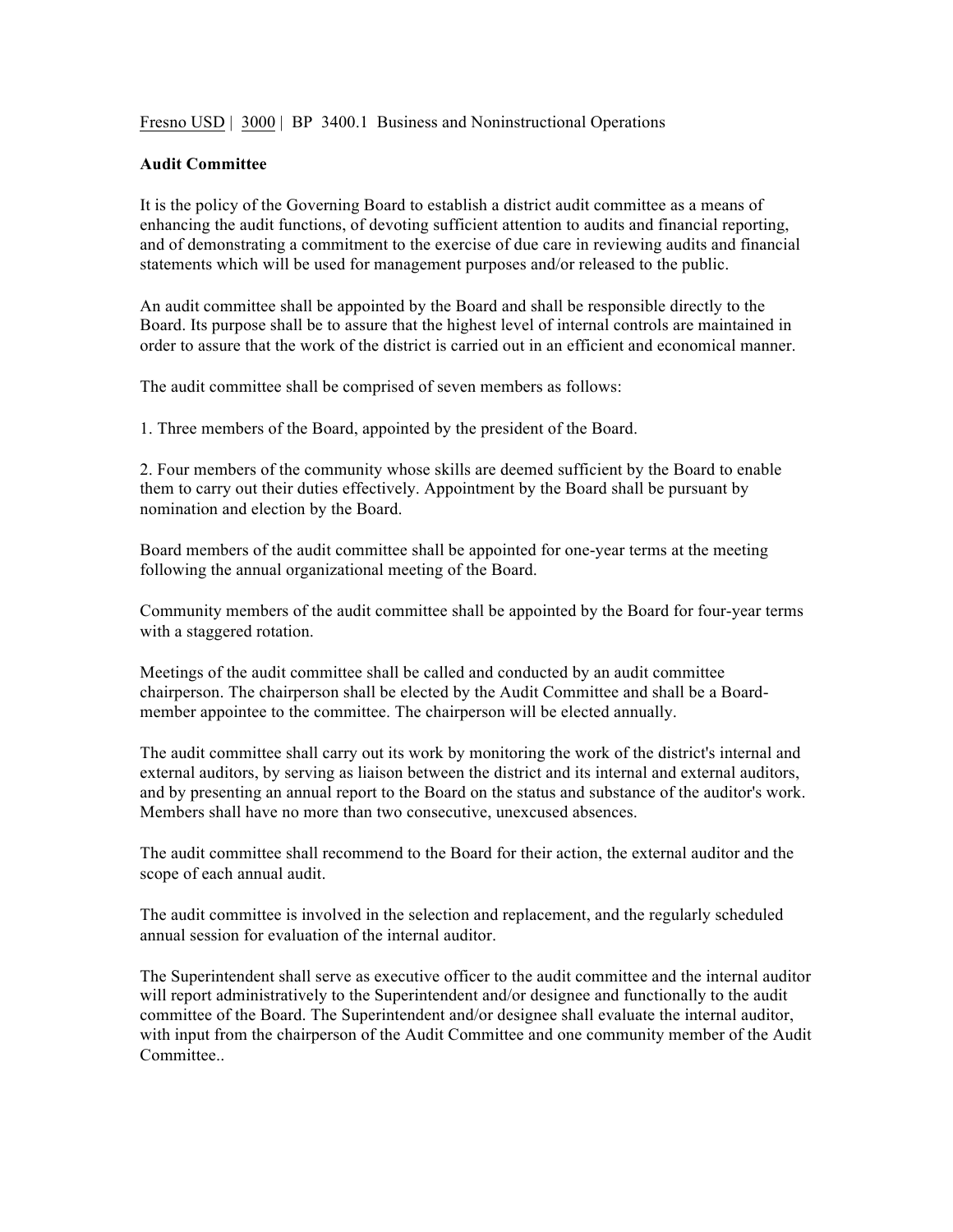Fresno USD | 3000 | BP 3400.1 Business and Noninstructional Operations

**Audit Committee**

It is the policy of the Governing Board to establish a district audit committee as a means of enhancing the audit functions, of devoting sufficient attention to audits and financial reporting, and of demonstrating a commitment to the exercise of due care in reviewing audits and financial statements which will be used for management purposes and/or released to the public.

An audit committee shall be appointed by the Board and shall be responsible directly to the Board. Its purpose shall be to assure that the highest level of internal controls are maintained in order to assure that the work of the district is carried out in an efficient and economical manner.

The audit committee shall be comprised of seven members as follows:

1. Three members of the Board, appointed by the president of the Board.

2. Four members of the community whose skills are deemed sufficient by the Board to enable them to carry out their duties effectively. Appointment by the Board shall be pursuant by nomination and election by the Board.

Board members of the audit committee shall be appointed for one-year terms at the meeting following the annual organizational meeting of the Board.

Community members of the audit committee shall be appointed by the Board for four-year terms with a staggered rotation.

Meetings of the audit committee shall be called and conducted by an audit committee chairperson. The chairperson shall be elected by the Audit Committee and shall be a Board-member appointee to the committee. The chairperson will be elected annually.

The audit committee shall carry out its work by monitoring the work of the district's internal and external auditors, by serving as liaison between the district and its internal and external auditors, and by presenting an annual report to the Board on the status and substance of the auditor's work. Members shall have no more than two consecutive, unexcused absences.

The audit committee shall recommend to the Board for their action, the external auditor and the scope of each annual audit.

The audit committee is involved in the selection and replacement, and the regularly scheduled annual session for evaluation of the internal auditor.

The Superintendent shall serve as executive officer to the audit committee and the internal auditor will report administratively to the Superintendent and/or designee and functionally to the audit committee of the Board. The Superintendent and/or designee shall evaluate the internal auditor, with input from the chairperson of the Audit Committee and one community member of the Audit Committee..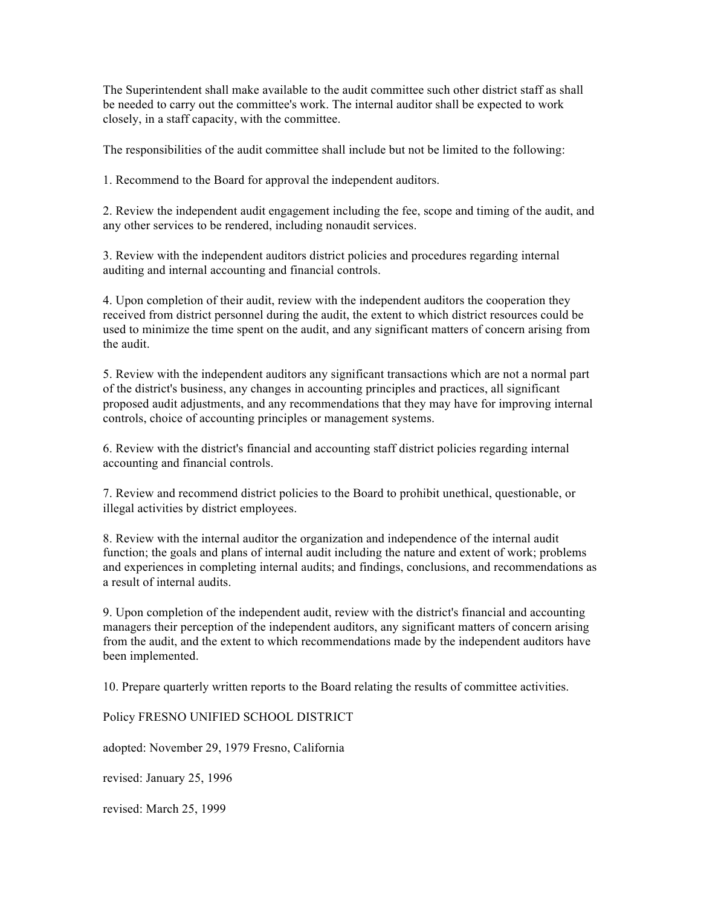The Superintendent shall make available to the audit committee such other district staff as shall be needed to carry out the committee's work. The internal auditor shall be expected to work closely, in a staff capacity, with the committee.

The responsibilities of the audit committee shall include but not be limited to the following:

1. Recommend to the Board for approval the independent auditors.

2. Review the independent audit engagement including the fee, scope and timing of the audit, and any other services to be rendered, including nonaudit services.

3. Review with the independent auditors district policies and procedures regarding internal auditing and internal accounting and financial controls.

4. Upon completion of their audit, review with the independent auditors the cooperation they received from district personnel during the audit, the extent to which district resources could be used to minimize the time spent on the audit, and any significant matters of concern arising from the audit.

5. Review with the independent auditors any significant transactions which are not a normal part of the district's business, any changes in accounting principles and practices, all significant proposed audit adjustments, and any recommendations that they may have for improving internal controls, choice of accounting principles or management systems.

6. Review with the district's financial and accounting staff district policies regarding internal accounting and financial controls.

7. Review and recommend district policies to the Board to prohibit unethical, questionable, or illegal activities by district employees.

8. Review with the internal auditor the organization and independence of the internal audit function; the goals and plans of internal audit including the nature and extent of work; problems and experiences in completing internal audits; and findings, conclusions, and recommendations as a result of internal audits.

9. Upon completion of the independent audit, review with the district's financial and accounting managers their perception of the independent auditors, any significant matters of concern arising from the audit, and the extent to which recommendations made by the independent auditors have been implemented.

10. Prepare quarterly written reports to the Board relating the results of committee activities.

Policy FRESNO UNIFIED SCHOOL DISTRICT

adopted: November 29, 1979 Fresno, California

revised: January 25, 1996

revised: March 25, 1999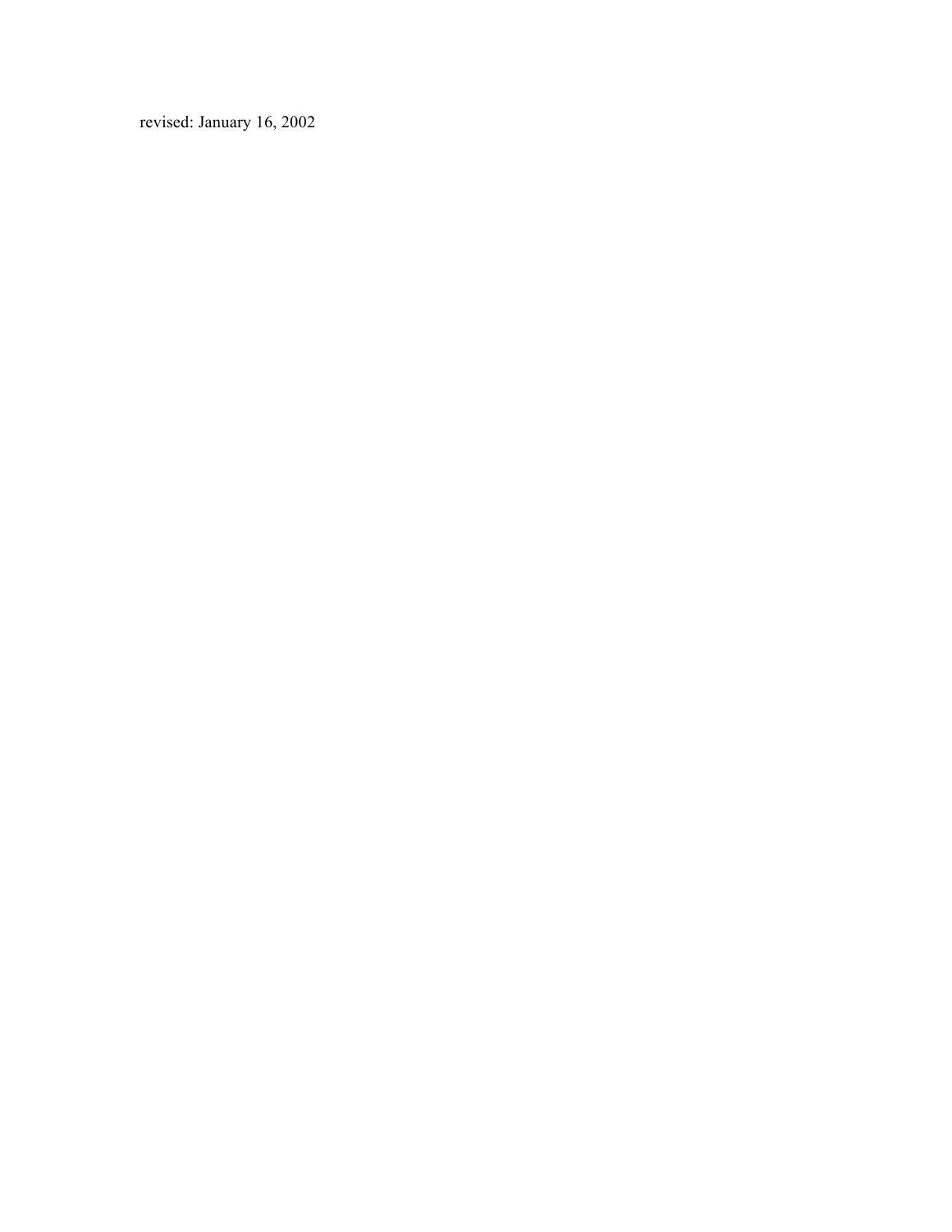revised: January 16, 2002